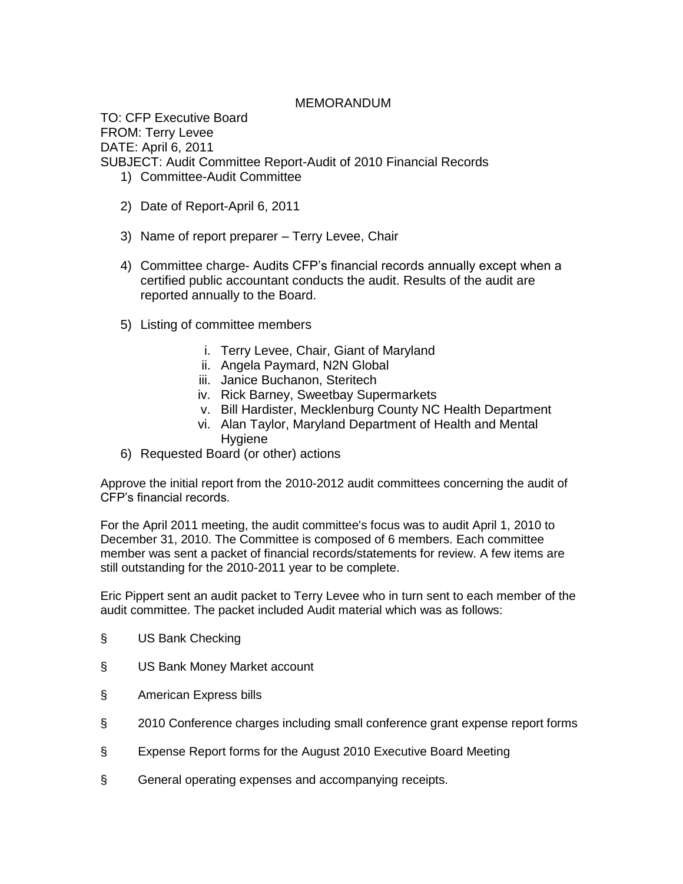# MEMORANDUM

TO: CFP Executive Board
FROM: Terry Levee
DATE: April 6, 2011
SUBJECT: Audit Committee Report-Audit of 2010 Financial Records

1) Committee-Audit Committee

2) Date of Report-April 6, 2011

3) Name of report preparer – Terry Levee, Chair

4) Committee charge- Audits CFP's financial records annually except when a certified public accountant conducts the audit. Results of the audit are reported annually to the Board.

5) Listing of committee members

    i. Terry Levee, Chair, Giant of Maryland
    ii. Angela Paymard, N2N Global
    iii. Janice Buchanon, Steritech
    iv. Rick Barney, Sweetbay Supermarkets
    v. Bill Hardister, Mecklenburg County NC Health Department
    vi. Alan Taylor, Maryland Department of Health and Mental Hygiene

6) Requested Board (or other) actions

Approve the initial report from the 2010-2012 audit committees concerning the audit of CFP's financial records.

For the April 2011 meeting, the audit committee's focus was to audit April 1, 2010 to December 31, 2010. The Committee is composed of 6 members. Each committee member was sent a packet of financial records/statements for review. A few items are still outstanding for the 2010-2011 year to be complete.

Eric Pippert sent an audit packet to Terry Levee who in turn sent to each member of the audit committee. The packet included Audit material which was as follows:

§ US Bank Checking

§ US Bank Money Market account

§ American Express bills

§ 2010 Conference charges including small conference grant expense report forms

§ Expense Report forms for the August 2010 Executive Board Meeting

§ General operating expenses and accompanying receipts.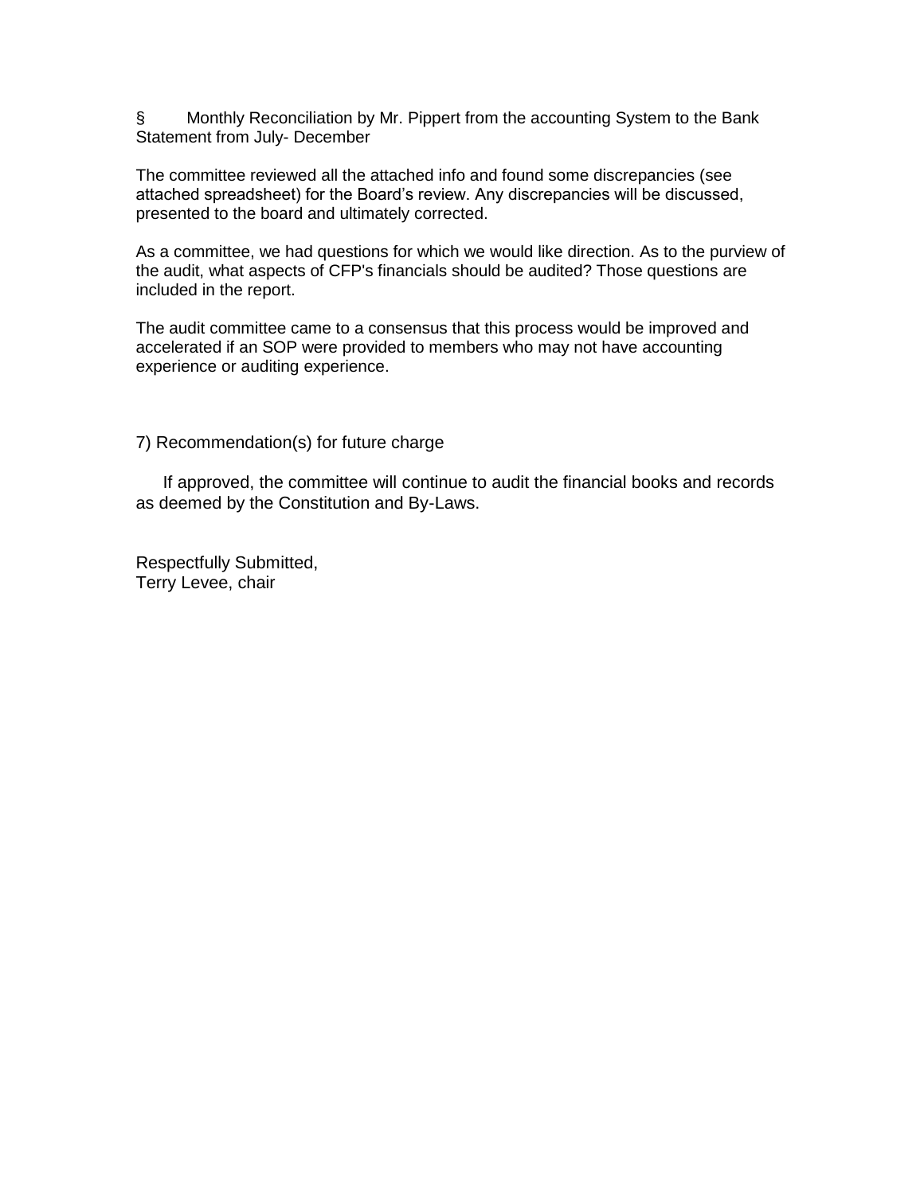§ Monthly Reconciliation by Mr. Pippert from the accounting System to the Bank Statement from July- December

The committee reviewed all the attached info and found some discrepancies (see attached spreadsheet) for the Board's review. Any discrepancies will be discussed, presented to the board and ultimately corrected.

As a committee, we had questions for which we would like direction. As to the purview of the audit, what aspects of CFP's financials should be audited? Those questions are included in the report.

The audit committee came to a consensus that this process would be improved and accelerated if an SOP were provided to members who may not have accounting experience or auditing experience.

7) Recommendation(s) for future charge

If approved, the committee will continue to audit the financial books and records as deemed by the Constitution and By-Laws.

Respectfully Submitted,
Terry Levee, chair